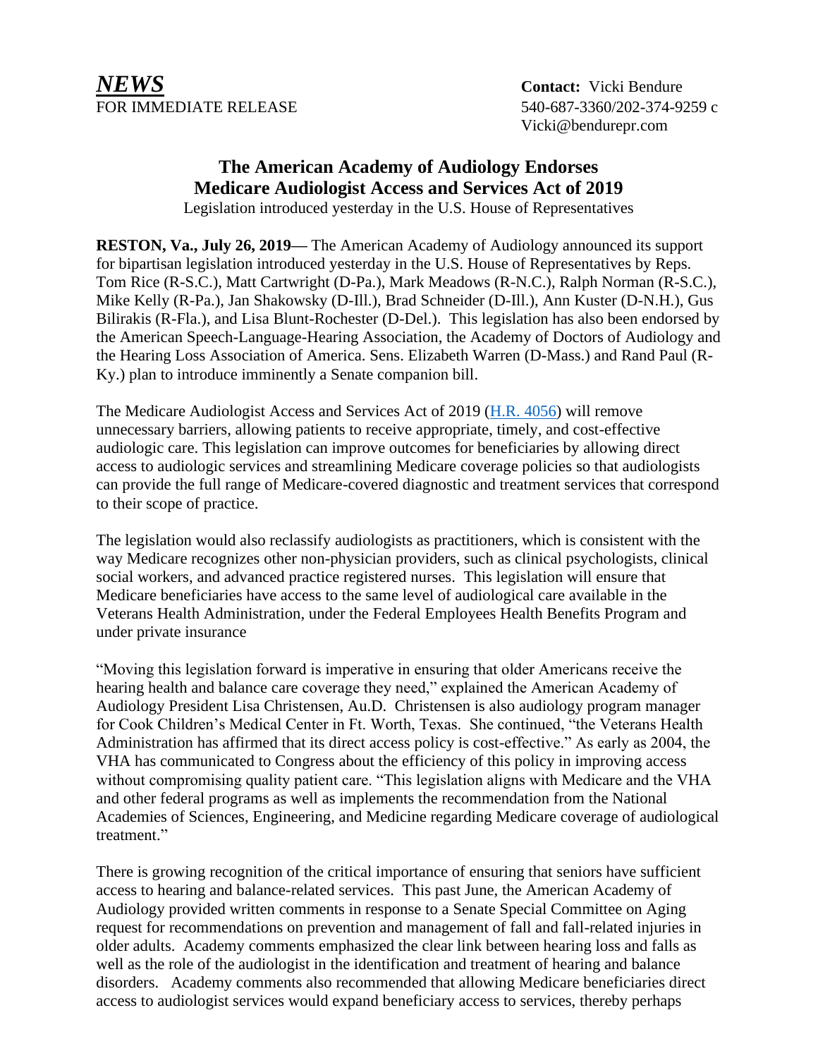***NEWS***
FOR IMMEDIATE RELEASE

**Contact:** Vicki Bendure
540-687-3360/202-374-9259 c
Vicki@bendurepr.com

# The American Academy of Audiology Endorses Medicare Audiologist Access and Services Act of 2019

Legislation introduced yesterday in the U.S. House of Representatives

**RESTON, Va., July 26, 2019—** The American Academy of Audiology announced its support for bipartisan legislation introduced yesterday in the U.S. House of Representatives by Reps. Tom Rice (R-S.C.), Matt Cartwright (D-Pa.), Mark Meadows (R-N.C.), Ralph Norman (R-S.C.), Mike Kelly (R-Pa.), Jan Shakowsky (D-Ill.), Brad Schneider (D-Ill.), Ann Kuster (D-N.H.), Gus Bilirakis (R-Fla.), and Lisa Blunt-Rochester (D-Del.). This legislation has also been endorsed by the American Speech-Language-Hearing Association, the Academy of Doctors of Audiology and the Hearing Loss Association of America. Sens. Elizabeth Warren (D-Mass.) and Rand Paul (R-Ky.) plan to introduce imminently a Senate companion bill.

The Medicare Audiologist Access and Services Act of 2019 (H.R. 4056) will remove unnecessary barriers, allowing patients to receive appropriate, timely, and cost-effective audiologic care. This legislation can improve outcomes for beneficiaries by allowing direct access to audiologic services and streamlining Medicare coverage policies so that audiologists can provide the full range of Medicare-covered diagnostic and treatment services that correspond to their scope of practice.

The legislation would also reclassify audiologists as practitioners, which is consistent with the way Medicare recognizes other non-physician providers, such as clinical psychologists, clinical social workers, and advanced practice registered nurses. This legislation will ensure that Medicare beneficiaries have access to the same level of audiological care available in the Veterans Health Administration, under the Federal Employees Health Benefits Program and under private insurance

"Moving this legislation forward is imperative in ensuring that older Americans receive the hearing health and balance care coverage they need," explained the American Academy of Audiology President Lisa Christensen, Au.D. Christensen is also audiology program manager for Cook Children's Medical Center in Ft. Worth, Texas. She continued, "the Veterans Health Administration has affirmed that its direct access policy is cost-effective." As early as 2004, the VHA has communicated to Congress about the efficiency of this policy in improving access without compromising quality patient care. "This legislation aligns with Medicare and the VHA and other federal programs as well as implements the recommendation from the National Academies of Sciences, Engineering, and Medicine regarding Medicare coverage of audiological treatment."

There is growing recognition of the critical importance of ensuring that seniors have sufficient access to hearing and balance-related services. This past June, the American Academy of Audiology provided written comments in response to a Senate Special Committee on Aging request for recommendations on prevention and management of fall and fall-related injuries in older adults. Academy comments emphasized the clear link between hearing loss and falls as well as the role of the audiologist in the identification and treatment of hearing and balance disorders. Academy comments also recommended that allowing Medicare beneficiaries direct access to audiologist services would expand beneficiary access to services, thereby perhaps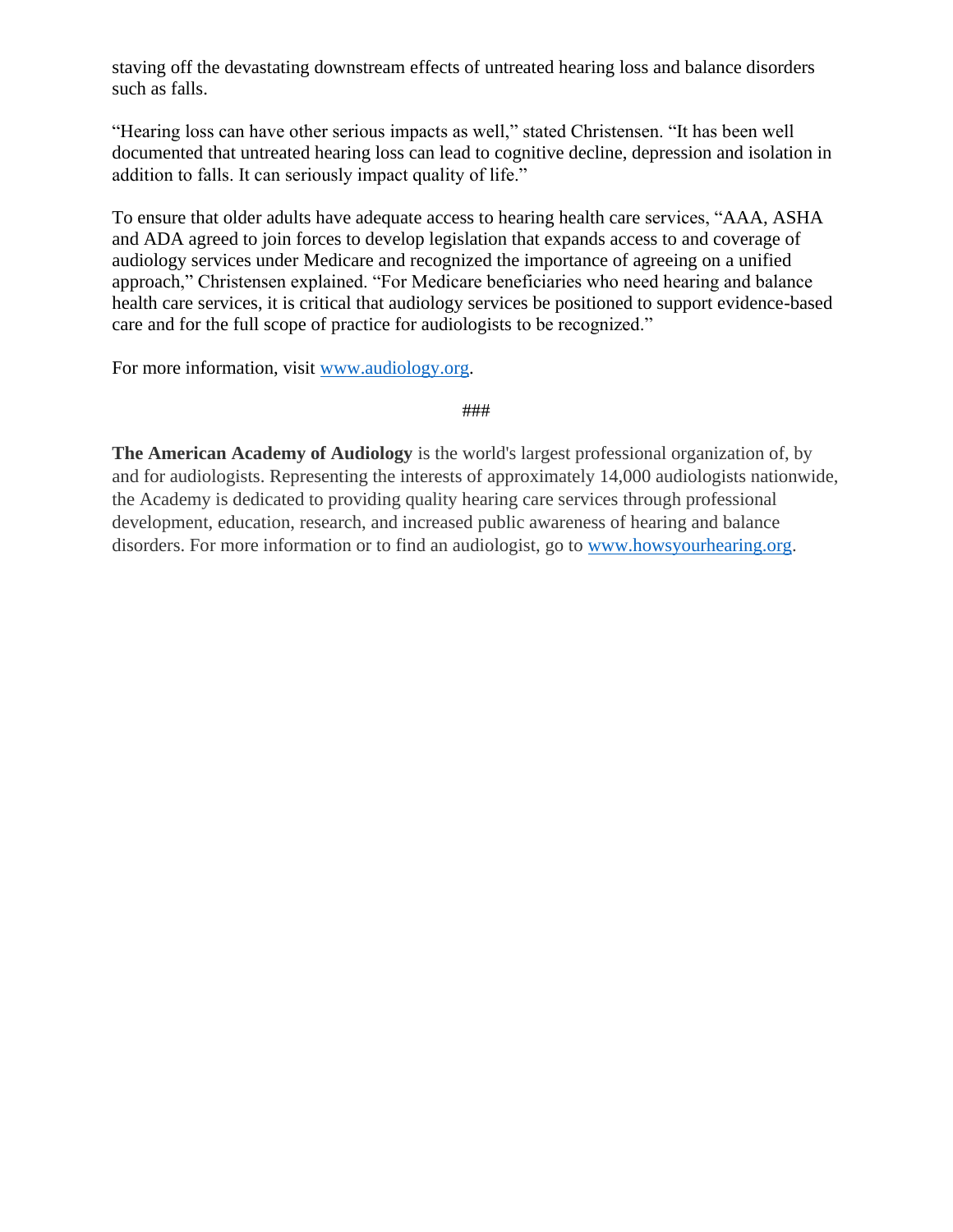staving off the devastating downstream effects of untreated hearing loss and balance disorders such as falls.

"Hearing loss can have other serious impacts as well," stated Christensen. "It has been well documented that untreated hearing loss can lead to cognitive decline, depression and isolation in addition to falls. It can seriously impact quality of life."

To ensure that older adults have adequate access to hearing health care services, "AAA, ASHA and ADA agreed to join forces to develop legislation that expands access to and coverage of audiology services under Medicare and recognized the importance of agreeing on a unified approach," Christensen explained. "For Medicare beneficiaries who need hearing and balance health care services, it is critical that audiology services be positioned to support evidence-based care and for the full scope of practice for audiologists to be recognized."

For more information, visit www.audiology.org.

###

**The American Academy of Audiology** is the world's largest professional organization of, by and for audiologists. Representing the interests of approximately 14,000 audiologists nationwide, the Academy is dedicated to providing quality hearing care services through professional development, education, research, and increased public awareness of hearing and balance disorders. For more information or to find an audiologist, go to www.howsyourhearing.org.